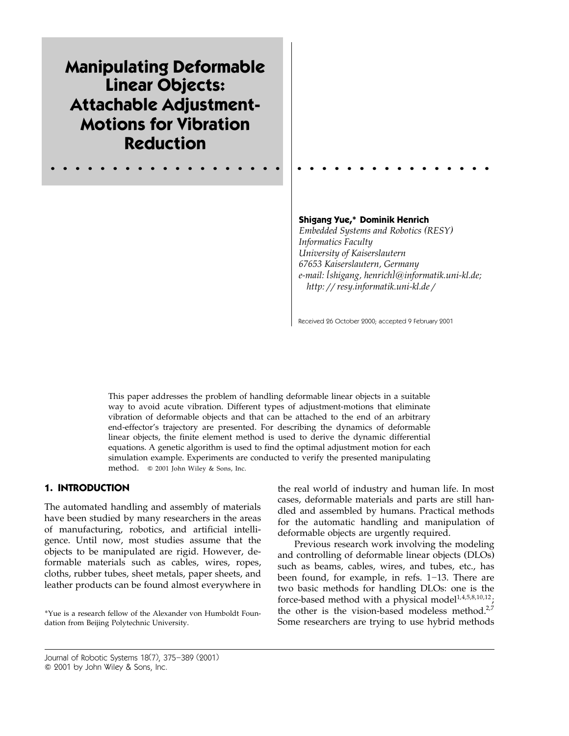# Manipulating Deformable Linear Objects: Attachable Adjustment-Motions for Vibration Reduction

**Shigang Yue,* Dominik Henrich**

*Embedded Systems and Robotics (RESY)*
*Informatics Faculty*
*University of Kaiserslautern*
*67653 Kaiserslautern, Germany*
*e-mail: [shigang, henrich]@informatik.uni-kl.de;*
*http: // resy.informatik.uni-kl.de /*

Received 26 October 2000; accepted 9 February 2001

This paper addresses the problem of handling deformable linear objects in a suitable way to avoid acute vibration. Different types of adjustment-motions that eliminate vibration of deformable objects and that can be attached to the end of an arbitrary end-effector's trajectory are presented. For describing the dynamics of deformable linear objects, the finite element method is used to derive the dynamic differential equations. A genetic algorithm is used to find the optimal adjustment motion for each simulation example. Experiments are conducted to verify the presented manipulating method. © 2001 John Wiley & Sons, Inc.

## 1. INTRODUCTION

The automated handling and assembly of materials have been studied by many researchers in the areas of manufacturing, robotics, and artificial intelligence. Until now, most studies assume that the objects to be manipulated are rigid. However, deformable materials such as cables, wires, ropes, cloths, rubber tubes, sheet metals, paper sheets, and leather products can be found almost everywhere in the real world of industry and human life. In most cases, deformable materials and parts are still handled and assembled by humans. Practical methods for the automatic handling and manipulation of deformable objects are urgently required.

Previous research work involving the modeling and controlling of deformable linear objects (DLOs) such as beams, cables, wires, and tubes, etc., has been found, for example, in refs. 1–13. There are two basic methods for handling DLOs: one is the force-based method with a physical model[1,4,5,8,10,12]; the other is the vision-based modeless method.[2,7] Some researchers are trying to use hybrid methods

*Yue is a research fellow of the Alexander von Humboldt Foundation from Beijing Polytechnic University.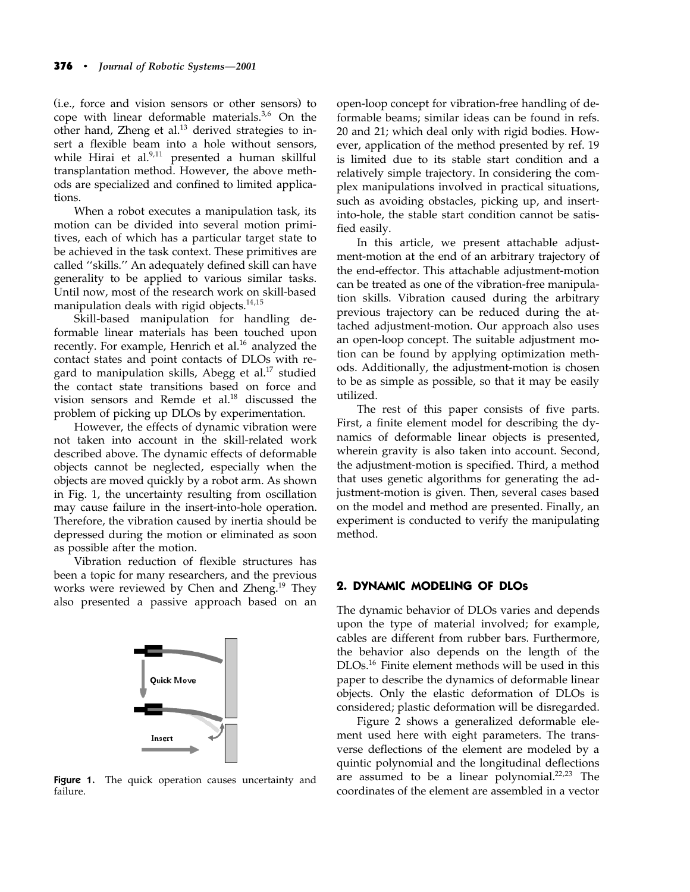(i.e., force and vision sensors or other sensors) to cope with linear deformable materials.[3,6] On the other hand, Zheng et al.[13] derived strategies to insert a flexible beam into a hole without sensors, while Hirai et al.[9,11] presented a human skillful transplantation method. However, the above methods are specialized and confined to limited applications.

When a robot executes a manipulation task, its motion can be divided into several motion primitives, each of which has a particular target state to be achieved in the task context. These primitives are called ''skills.'' An adequately defined skill can have generality to be applied to various similar tasks. Until now, most of the research work on skill-based manipulation deals with rigid objects.[14,15]

Skill-based manipulation for handling deformable linear materials has been touched upon recently. For example, Henrich et al.[16] analyzed the contact states and point contacts of DLOs with regard to manipulation skills, Abegg et al.[17] studied the contact state transitions based on force and vision sensors and Remde et al.[18] discussed the problem of picking up DLOs by experimentation.

However, the effects of dynamic vibration were not taken into account in the skill-related work described above. The dynamic effects of deformable objects cannot be neglected, especially when the objects are moved quickly by a robot arm. As shown in Fig. 1, the uncertainty resulting from oscillation may cause failure in the insert-into-hole operation. Therefore, the vibration caused by inertia should be depressed during the motion or eliminated as soon as possible after the motion.

Vibration reduction of flexible structures has been a topic for many researchers, and the previous works were reviewed by Chen and Zheng.[19] They also presented a passive approach based on an open-loop concept for vibration-free handling of deformable beams; similar ideas can be found in refs. 20 and 21; which deal only with rigid bodies. However, application of the method presented by ref. 19 is limited due to its stable start condition and a relatively simple trajectory. In considering the complex manipulations involved in practical situations, such as avoiding obstacles, picking up, and insert-into-hole, the stable start condition cannot be satisfied easily.

Quick Move

Insert

**Figure 1.** The quick operation causes uncertainty and failure.

In this article, we present attachable adjustment-motion at the end of an arbitrary trajectory of the end-effector. This attachable adjustment-motion can be treated as one of the vibration-free manipulation skills. Vibration caused during the arbitrary previous trajectory can be reduced during the attached adjustment-motion. Our approach also uses an open-loop concept. The suitable adjustment motion can be found by applying optimization methods. Additionally, the adjustment-motion is chosen to be as simple as possible, so that it may be easily utilized.

The rest of this paper consists of five parts. First, a finite element model for describing the dynamics of deformable linear objects is presented, wherein gravity is also taken into account. Second, the adjustment-motion is specified. Third, a method that uses genetic algorithms for generating the adjustment-motion is given. Then, several cases based on the model and method are presented. Finally, an experiment is conducted to verify the manipulating method.

## 2. DYNAMIC MODELING OF DLOs

The dynamic behavior of DLOs varies and depends upon the type of material involved; for example, cables are different from rubber bars. Furthermore, the behavior also depends on the length of the DLOs.[16] Finite element methods will be used in this paper to describe the dynamics of deformable linear objects. Only the elastic deformation of DLOs is considered; plastic deformation will be disregarded.

Figure 2 shows a generalized deformable element used here with eight parameters. The transverse deflections of the element are modeled by a quintic polynomial and the longitudinal deflections are assumed to be a linear polynomial.[22,23] The coordinates of the element are assembled in a vector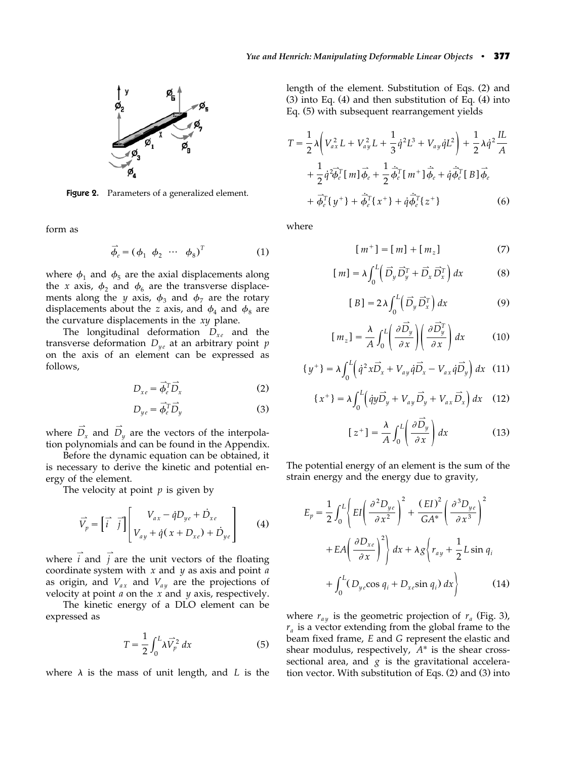Figure 2. Parameters of a generalized element.

form as

$$\vec{\phi}_e = (\phi_1 \ \ \phi_2 \ \ \cdots \ \ \phi_8)^T \tag{1}$$

where $\phi_1$ and $\phi_5$ are the axial displacements along the $x$ axis, $\phi_2$ and $\phi_6$ are the transverse displacements along the $y$ axis, $\phi_3$ and $\phi_7$ are the rotary displacements about the $z$ axis, and $\phi_4$ and $\phi_8$ are the curvature displacements in the $xy$ plane.

The longitudinal deformation $D_{xe}$ and the transverse deformation $D_{ye}$ at an arbitrary point $p$ on the axis of an element can be expressed as follows,

$$D_{xe} = \vec{\phi}_e^T \vec{D}_x \tag{2}$$

$$D_{ye} = \vec{\phi}_e^T \vec{D}_y \tag{3}$$

where $\vec{D}_x$ and $\vec{D}_y$ are the vectors of the interpolation polynomials and can be found in the Appendix.

Before the dynamic equation can be obtained, it is necessary to derive the kinetic and potential energy of the element.

The velocity at point $p$ is given by

$$\vec{V}_p = \begin{bmatrix} \vec{i} & \vec{j} \end{bmatrix} \begin{bmatrix} V_{ax} - \dot{q} D_{ye} + \dot{D}_{xe} \\ V_{ay} + \dot{q}(x + D_{xe}) + \dot{D}_{ye} \end{bmatrix} \tag{4}$$

where $\vec{i}$ and $\vec{j}$ are the unit vectors of the floating coordinate system with $x$ and $y$ as axis and point $a$ as origin, and $V_{ax}$ and $V_{ay}$ are the projections of velocity at point $a$ on the $x$ and $y$ axis, respectively.

The kinetic energy of a DLO element can be expressed as

$$T = \frac{1}{2} \int_0^L \lambda \vec{V}_p^2 \, dx \tag{5}$$

where $\lambda$ is the mass of unit length, and $L$ is the length of the element. Substitution of Eqs. (2) and (3) into Eq. (4) and then substitution of Eq. (4) into Eq. (5) with subsequent rearrangement yields

$$\begin{aligned} T = {} & \frac{1}{2}\lambda\left(V_{ax}^2 L + V_{ay}^2 L + \frac{1}{3}\dot{q}^2 L^3 + V_{ay}\dot{q}L^2\right) + \frac{1}{2}\lambda\dot{q}^2\frac{IL}{A} \\ & + \frac{1}{2}\dot{q}^2 \vec{\phi}_e^T [m] \vec{\phi}_e + \frac{1}{2}\dot{\vec{\phi}}_e^T [m^+] \dot{\vec{\phi}}_e + \dot{q}\dot{\vec{\phi}}_e^T [B] \vec{\phi}_e \\ & + \vec{\phi}_e^T \{y^+\} + \dot{\vec{\phi}}_e^T \{x^+\} + \dot{q}\dot{\vec{\phi}}_e^T \{z^+\} \end{aligned} \tag{6}$$

where

$$[m^+] = [m] + [m_z] \tag{7}$$

$$[m] = \lambda \int_0^L \left( \vec{D}_y \vec{D}_y^T + \vec{D}_x \vec{D}_x^T \right) dx \tag{8}$$

$$[B] = 2\lambda \int_0^L \left( \vec{D}_y \vec{D}_x^T \right) dx \tag{9}$$

$$[m_z] = \frac{\lambda}{A} \int_0^L \left( \frac{\partial \vec{D}_y}{\partial x} \right) \left( \frac{\partial \vec{D}_y^T}{\partial x} \right) dx \tag{10}$$

$$\{y^+\} = \lambda \int_0^L \left( \dot{q}^2 x \vec{D}_x + V_{ay}\dot{q}\vec{D}_x - V_{ax}\dot{q}\vec{D}_y \right) dx \tag{11}$$

$$\{x^+\} = \lambda \int_0^L \left( \dot{q} y \vec{D}_y + V_{ay}\vec{D}_y + V_{ax}\vec{D}_x \right) dx \tag{12}$$

$$[z^+] = \frac{\lambda}{A} \int_0^L \left( \frac{\partial \vec{D}_y}{\partial x} \right) dx \tag{13}$$

The potential energy of an element is the sum of the strain energy and the energy due to gravity,

$$\begin{aligned} E_p = {} & \frac{1}{2} \int_0^L \left\{ EI \left( \frac{\partial^2 D_{ye}}{\partial x^2} \right)^2 + \frac{(EI)^2}{GA^*} \left( \frac{\partial^3 D_{ye}}{\partial x^3} \right)^2 \right. \\ & \left. + EA \left( \frac{\partial D_{xe}}{\partial x} \right)^2 \right\} dx + \lambda g \left\{ r_{ay} + \frac{1}{2} L \sin q_i \right. \\ & \left. + \int_0^L (D_{ye} \cos q_i + D_{xe} \sin q_i) \, dx \right\} \end{aligned} \tag{14}$$

where $r_{ay}$ is the geometric projection of $r_a$ (Fig. 3), $r_a$ is a vector extending from the global frame to the beam fixed frame, $E$ and $G$ represent the elastic and shear modulus, respectively, $A^*$ is the shear cross-sectional area, and $g$ is the gravitational acceleration vector. With substitution of Eqs. (2) and (3) into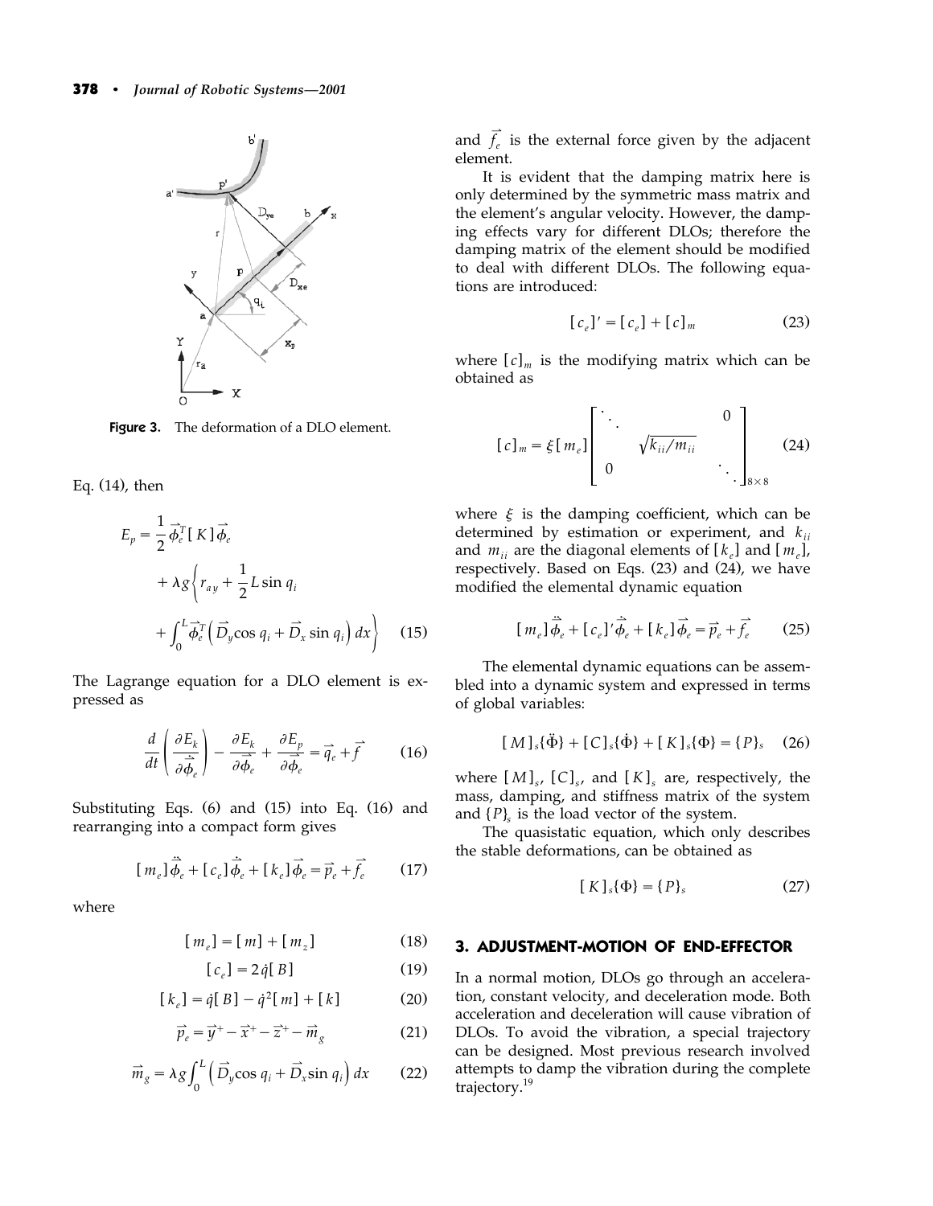Figure 3. The deformation of a DLO element.

Eq. (14), then

$$E_p = \frac{1}{2}\vec{\phi}_e^T [K] \vec{\phi}_e + \lambda g \left\{ r_{ay} + \frac{1}{2} L \sin q_i + \int_0^L \vec{\phi}_e^T \left( \vec{D}_y \cos q_i + \vec{D}_x \sin q_i \right) dx \right\} \tag{15}$$

The Lagrange equation for a DLO element is expressed as

$$\frac{d}{dt}\left( \frac{\partial E_k}{\partial \dot{\vec{\phi}}_e} \right) - \frac{\partial E_k}{\partial \vec{\phi}_e} + \frac{\partial E_p}{\partial \vec{\phi}_e} = \vec{q}_e + \vec{f} \tag{16}$$

Substituting Eqs. (6) and (15) into Eq. (16) and rearranging into a compact form gives

$$[m_e]\ddot{\vec{\phi}}_e + [c_e]\dot{\vec{\phi}}_e + [k_e]\vec{\phi}_e = \vec{p}_e + \vec{f}_e \tag{17}$$

where

$$[m_e] = [m] + [m_z] \tag{18}$$

$$[c_e] = 2\dot{q}[B] \tag{19}$$

$$[k_e] = \dot{q}[B] - \dot{q}^2[m] + [k] \tag{20}$$

$$\vec{p}_e = \vec{y}^+ - \vec{x}^+ - \vec{z}^+ - \vec{m}_g \tag{21}$$

$$\vec{m}_g = \lambda g \int_0^L \left( \vec{D}_y \cos q_i + \vec{D}_x \sin q_i \right) dx \tag{22}$$

and $\vec{f}_e$ is the external force given by the adjacent element.

It is evident that the damping matrix here is only determined by the symmetric mass matrix and the element's angular velocity. However, the damping effects vary for different DLOs; therefore the damping matrix of the element should be modified to deal with different DLOs. The following equations are introduced:

$$[c_e]' = [c_e] + [c]_m \tag{23}$$

where $[c]_m$ is the modifying matrix which can be obtained as

$$[c]_m = \xi [m_e] \begin{bmatrix} \ddots & & 0 \\ & \sqrt{k_{ii}/m_{ii}} & \\ 0 & & \ddots \end{bmatrix}_{8\times 8} \tag{24}$$

where $\xi$ is the damping coefficient, which can be determined by estimation or experiment, and $k_{ii}$ and $m_{ii}$ are the diagonal elements of $[k_e]$ and $[m_e]$, respectively. Based on Eqs. (23) and (24), we have modified the elemental dynamic equation

$$[m_e]\ddot{\vec{\phi}}_e + [c_e]'\dot{\vec{\phi}}_e + [k_e]\vec{\phi}_e = \vec{p}_e + \vec{f}_e \tag{25}$$

The elemental dynamic equations can be assembled into a dynamic system and expressed in terms of global variables:

$$[M]_s\{\ddot{\Phi}\} + [C]_s\{\dot{\Phi}\} + [K]_s\{\Phi\} = \{P\}_s \tag{26}$$

where $[M]_s$, $[C]_s$, and $[K]_s$ are, respectively, the mass, damping, and stiffness matrix of the system and $\{P\}_s$ is the load vector of the system.

The quasistatic equation, which only describes the stable deformations, can be obtained as

$$[K]_s\{\Phi\} = \{P\}_s \tag{27}$$

## 3. ADJUSTMENT-MOTION OF END-EFFECTOR

In a normal motion, DLOs go through an acceleration, constant velocity, and deceleration mode. Both acceleration and deceleration will cause vibration of DLOs. To avoid the vibration, a special trajectory can be designed. Most previous research involved attempts to damp the vibration during the complete trajectory.[19]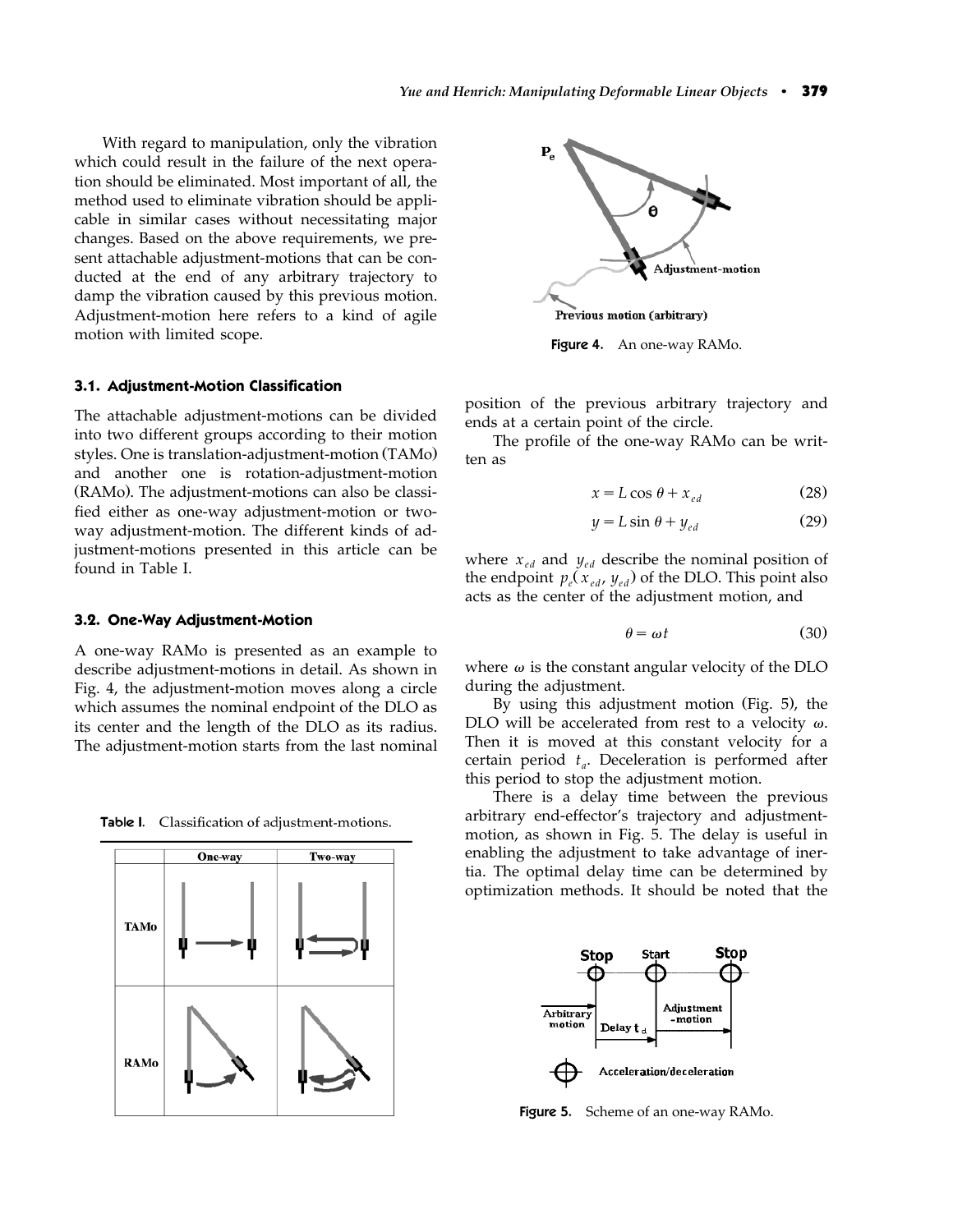With regard to manipulation, only the vibration which could result in the failure of the next operation should be eliminated. Most important of all, the method used to eliminate vibration should be applicable in similar cases without necessitating major changes. Based on the above requirements, we present attachable adjustment-motions that can be conducted at the end of any arbitrary trajectory to damp the vibration caused by this previous motion. Adjustment-motion here refers to a kind of agile motion with limited scope.

### 3.1. Adjustment-Motion Classification

The attachable adjustment-motions can be divided into two different groups according to their motion styles. One is translation-adjustment-motion (TAMo) and another one is rotation-adjustment-motion (RAMo). The adjustment-motions can also be classified either as one-way adjustment-motion or two-way adjustment-motion. The different kinds of adjustment-motions presented in this article can be found in Table I.

### 3.2. One-Way Adjustment-Motion

A one-way RAMo is presented as an example to describe adjustment-motions in detail. As shown in Fig. 4, the adjustment-motion moves along a circle which assumes the nominal endpoint of the DLO as its center and the length of the DLO as its radius. The adjustment-motion starts from the last nominal position of the previous arbitrary trajectory and ends at a certain point of the circle.

**Table I.** Classification of adjustment-motions.

| | One-way | Two-way |
|---|---|---|
| TAMo | | |
| RAMo | | |

Figure 4. An one-way RAMo.

The profile of the one-way RAMo can be written as

$$x = L \cos \theta + x_{ed} \tag{28}$$

$$y = L \sin \theta + y_{ed} \tag{29}$$

where $x_{ed}$ and $y_{ed}$ describe the nominal position of the endpoint $p_e(x_{ed}, y_{ed})$ of the DLO. This point also acts as the center of the adjustment motion, and

$$\theta = \omega t \tag{30}$$

where $\omega$ is the constant angular velocity of the DLO during the adjustment.

By using this adjustment motion (Fig. 5), the DLO will be accelerated from rest to a velocity $\omega$. Then it is moved at this constant velocity for a certain period $t_a$. Deceleration is performed after this period to stop the adjustment motion.

There is a delay time between the previous arbitrary end-effector's trajectory and adjustment-motion, as shown in Fig. 5. The delay is useful in enabling the adjustment to take advantage of inertia. The optimal delay time can be determined by optimization methods. It should be noted that the

Figure 5. Scheme of an one-way RAMo.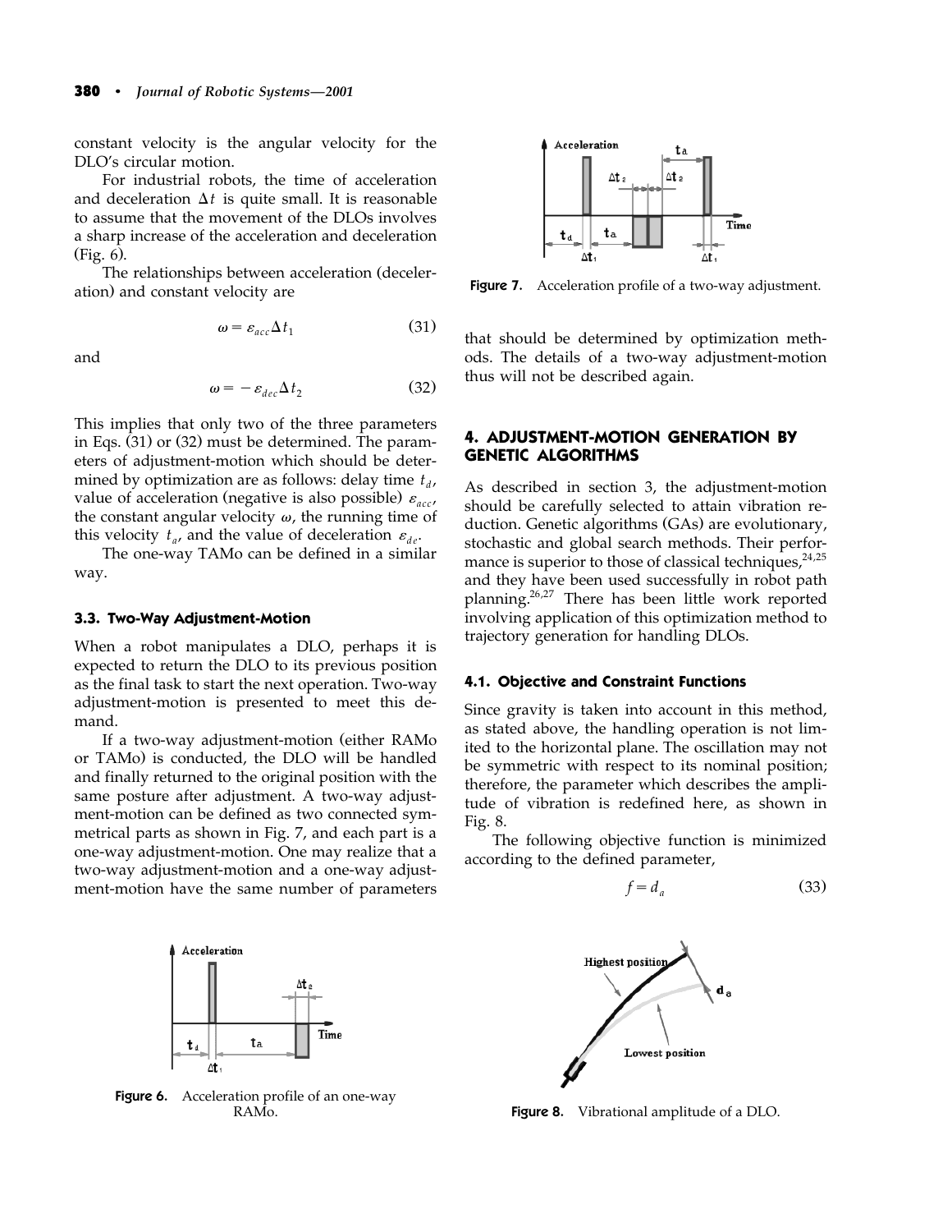constant velocity is the angular velocity for the DLO's circular motion.

For industrial robots, the time of acceleration and deceleration $\Delta t$ is quite small. It is reasonable to assume that the movement of the DLOs involves a sharp increase of the acceleration and deceleration (Fig. 6).

The relationships between acceleration (deceleration) and constant velocity are

$$\omega = \varepsilon_{acc} \Delta t_1 \tag{31}$$

and

$$\omega = -\varepsilon_{dec} \Delta t_2 \tag{32}$$

This implies that only two of the three parameters in Eqs. (31) or (32) must be determined. The parameters of adjustment-motion which should be determined by optimization are as follows: delay time $t_d$, value of acceleration (negative is also possible) $\varepsilon_{acc}$, the constant angular velocity $\omega$, the running time of this velocity $t_a$, and the value of deceleration $\varepsilon_{de}$.

The one-way TAMo can be defined in a similar way.

### 3.3. Two-Way Adjustment-Motion

When a robot manipulates a DLO, perhaps it is expected to return the DLO to its previous position as the final task to start the next operation. Two-way adjustment-motion is presented to meet this demand.

If a two-way adjustment-motion (either RAMo or TAMo) is conducted, the DLO will be handled and finally returned to the original position with the same posture after adjustment. A two-way adjustment-motion can be defined as two connected symmetrical parts as shown in Fig. 7, and each part is a one-way adjustment-motion. One may realize that a two-way adjustment-motion and a one-way adjustment-motion have the same number of parameters that should be determined by optimization methods. The details of a two-way adjustment-motion thus will not be described again.

Figure 6. Acceleration profile of an one-way RAMo.

Figure 7. Acceleration profile of a two-way adjustment.

## 4. ADJUSTMENT-MOTION GENERATION BY GENETIC ALGORITHMS

As described in section 3, the adjustment-motion should be carefully selected to attain vibration reduction. Genetic algorithms (GAs) are evolutionary, stochastic and global search methods. Their performance is superior to those of classical techniques,[24,25] and they have been used successfully in robot path planning.[26,27] There has been little work reported involving application of this optimization method to trajectory generation for handling DLOs.

### 4.1. Objective and Constraint Functions

Since gravity is taken into account in this method, as stated above, the handling operation is not limited to the horizontal plane. The oscillation may not be symmetric with respect to its nominal position; therefore, the parameter which describes the amplitude of vibration is redefined here, as shown in Fig. 8.

The following objective function is minimized according to the defined parameter,

$$f = d_a \tag{33}$$

Figure 8. Vibrational amplitude of a DLO.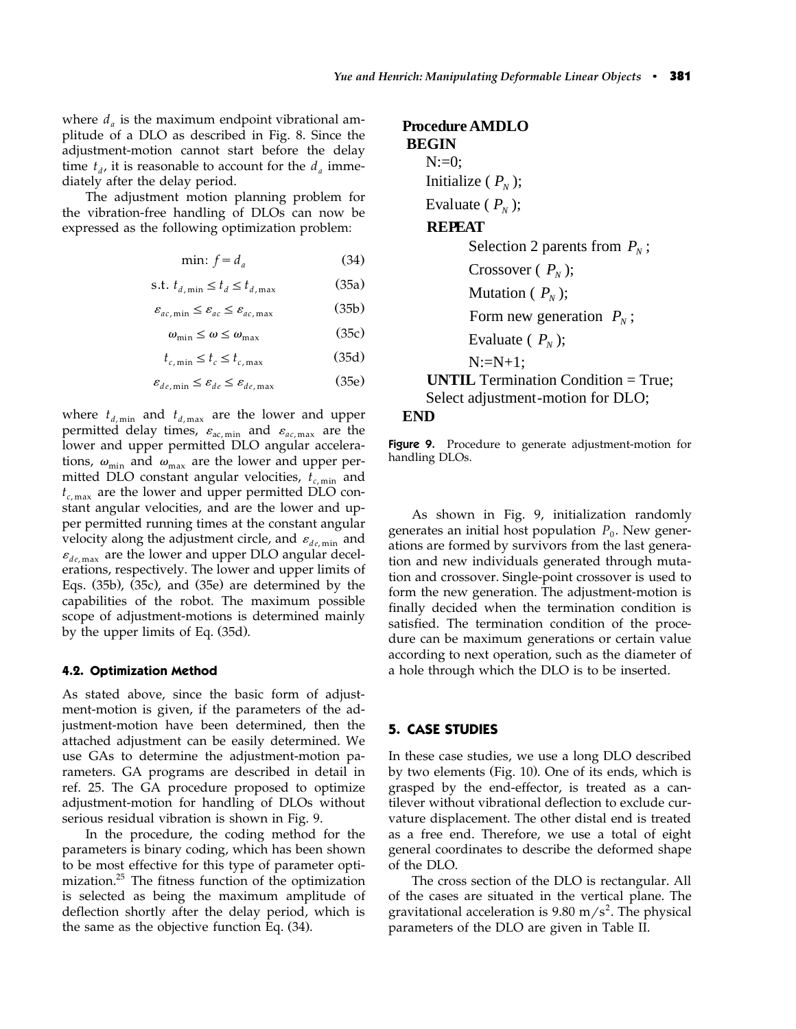where $d_a$ is the maximum endpoint vibrational amplitude of a DLO as described in Fig. 8. Since the adjustment-motion cannot start before the delay time $t_d$, it is reasonable to account for the $d_a$ immediately after the delay period.

The adjustment motion planning problem for the vibration-free handling of DLOs can now be expressed as the following optimization problem:

$$\min: f = d_a \tag{34}$$

$$\text{s.t. } t_{d,\min} \le t_d \le t_{d,\max} \tag{35a}$$

$$\varepsilon_{ac,\min} \le \varepsilon_{ac} \le \varepsilon_{ac,\max} \tag{35b}$$

$$\omega_{\min} \le \omega \le \omega_{\max} \tag{35c}$$

$$t_{c,\min} \le t_c \le t_{c,\max} \tag{35d}$$

$$\varepsilon_{de,\min} \le \varepsilon_{de} \le \varepsilon_{de,\max} \tag{35e}$$

where $t_{d,\min}$ and $t_{d,\max}$ are the lower and upper permitted delay times, $\varepsilon_{\text{ac},\min}$ and $\varepsilon_{ac,\max}$ are the lower and upper permitted DLO angular accelerations, $\omega_{\min}$ and $\omega_{\max}$ are the lower and upper permitted DLO constant angular velocities, $t_{c,\min}$ and $t_{c,\max}$ are the lower and upper permitted DLO constant angular velocities, and are the lower and upper permitted running times at the constant angular velocity along the adjustment circle, and $\varepsilon_{de,\min}$ and $\varepsilon_{de,\max}$ are the lower and upper DLO angular decelerations, respectively. The lower and upper limits of Eqs. (35b), (35c), and (35e) are determined by the capabilities of the robot. The maximum possible scope of adjustment-motions is determined mainly by the upper limits of Eq. (35d).

### 4.2. Optimization Method

As stated above, since the basic form of adjustment-motion is given, if the parameters of the adjustment-motion have been determined, then the attached adjustment can be easily determined. We use GAs to determine the adjustment-motion parameters. GA programs are described in detail in ref. 25. The GA procedure proposed to optimize adjustment-motion for handling of DLOs without serious residual vibration is shown in Fig. 9.

In the procedure, the coding method for the parameters is binary coding, which has been shown to be most effective for this type of parameter optimization.[25] The fitness function of the optimization is selected as being the maximum amplitude of deflection shortly after the delay period, which is the same as the objective function Eq. (34).

```
Procedure AMDLO
 BEGIN
    N:=0;
    Initialize ( P_N );
    Evaluate ( P_N );
    REPEAT
          Selection 2 parents from P_N ;
          Crossover ( P_N );
          Mutation ( P_N );
          Form new generation P_N ;
          Evaluate ( P_N );
          N:=N+1;
    UNTIL Termination Condition = True;
    Select adjustment-motion for DLO;
 END
```

**Figure 9.** Procedure to generate adjustment-motion for handling DLOs.

As shown in Fig. 9, initialization randomly generates an initial host population $P_0$. New generations are formed by survivors from the last generation and new individuals generated through mutation and crossover. Single-point crossover is used to form the new generation. The adjustment-motion is finally decided when the termination condition is satisfied. The termination condition of the procedure can be maximum generations or certain value according to next operation, such as the diameter of a hole through which the DLO is to be inserted.

## 5. CASE STUDIES

In these case studies, we use a long DLO described by two elements (Fig. 10). One of its ends, which is grasped by the end-effector, is treated as a cantilever without vibrational deflection to exclude curvature displacement. The other distal end is treated as a free end. Therefore, we use a total of eight general coordinates to describe the deformed shape of the DLO.

The cross section of the DLO is rectangular. All of the cases are situated in the vertical plane. The gravitational acceleration is 9.80 $\text{m/s}^2$. The physical parameters of the DLO are given in Table II.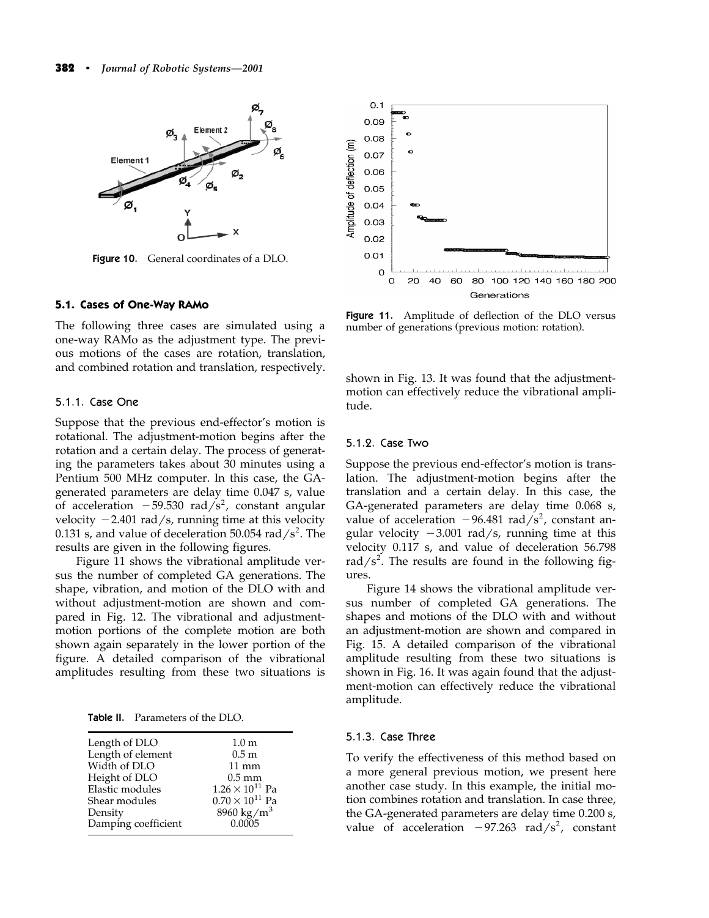Figure 10. General coordinates of a DLO.

Figure 11. Amplitude of deflection of the DLO versus number of generations (previous motion: rotation).

### 5.1. Cases of One-Way RAMo

The following three cases are simulated using a one-way RAMo as the adjustment type. The previous motions of the cases are rotation, translation, and combined rotation and translation, respectively.

#### 5.1.1. Case One

Suppose that the previous end-effector's motion is rotational. The adjustment-motion begins after the rotation and a certain delay. The process of generating the parameters takes about 30 minutes using a Pentium 500 MHz computer. In this case, the GA-generated parameters are delay time 0.047 s, value of acceleration $-59.530$ rad/s$^2$, constant angular velocity $-2.401$ rad/s, running time at this velocity 0.131 s, and value of deceleration 50.054 rad/s$^2$. The results are given in the following figures.

Figure 11 shows the vibrational amplitude versus the number of completed GA generations. The shape, vibration, and motion of the DLO with and without adjustment-motion are shown and compared in Fig. 12. The vibrational and adjustment-motion portions of the complete motion are both shown again separately in the lower portion of the figure. A detailed comparison of the vibrational amplitudes resulting from these two situations is shown in Fig. 13. It was found that the adjustment-motion can effectively reduce the vibrational amplitude.

**Table II.** Parameters of the DLO.

| | |
|---|---|
| Length of DLO | 1.0 m |
| Length of element | 0.5 m |
| Width of DLO | 11 mm |
| Height of DLO | 0.5 mm |
| Elastic modules | $1.26 \times 10^{11}$ Pa |
| Shear modules | $0.70 \times 10^{11}$ Pa |
| Density | 8960 kg/m$^3$ |
| Damping coefficient | 0.0005 |

#### 5.1.2. Case Two

Suppose the previous end-effector's motion is translation. The adjustment-motion begins after the translation and a certain delay. In this case, the GA-generated parameters are delay time 0.068 s, value of acceleration $-96.481$ rad/s$^2$, constant angular velocity $-3.001$ rad/s, running time at this velocity 0.117 s, and value of deceleration 56.798 rad/s$^2$. The results are found in the following figures.

Figure 14 shows the vibrational amplitude versus number of completed GA generations. The shapes and motions of the DLO with and without an adjustment-motion are shown and compared in Fig. 15. A detailed comparison of the vibrational amplitude resulting from these two situations is shown in Fig. 16. It was again found that the adjustment-motion can effectively reduce the vibrational amplitude.

#### 5.1.3. Case Three

To verify the effectiveness of this method based on a more general previous motion, we present here another case study. In this example, the initial motion combines rotation and translation. In case three, the GA-generated parameters are delay time 0.200 s, value of acceleration $-97.263$ rad/s$^2$, constant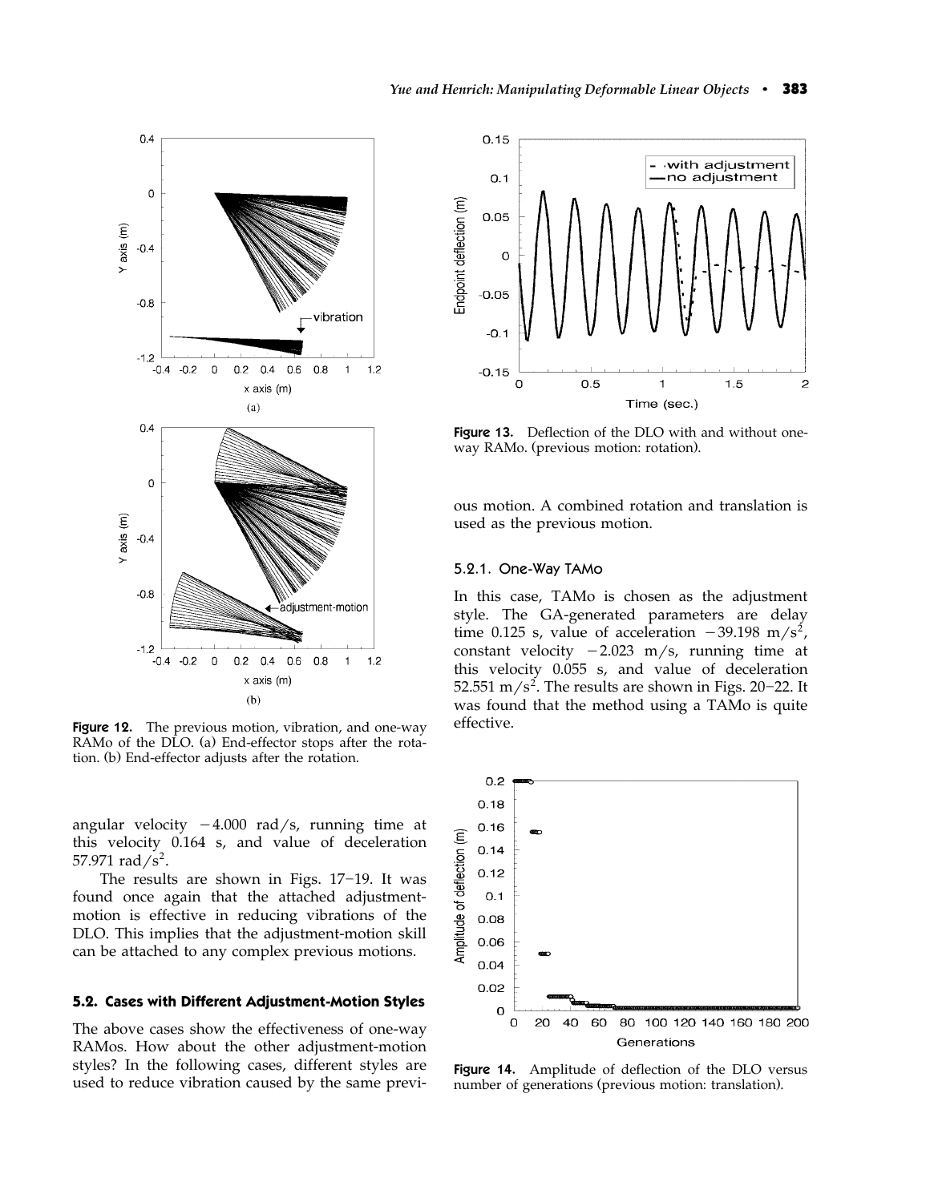Figure 12. The previous motion, vibration, and one-way RAMo of the DLO. (a) End-effector stops after the rotation. (b) End-effector adjusts after the rotation.

angular velocity $-4.000$ rad/s, running time at this velocity 0.164 s, and value of deceleration 57.971 rad/s$^2$.

The results are shown in Figs. 17–19. It was found once again that the attached adjustment-motion is effective in reducing vibrations of the DLO. This implies that the adjustment-motion skill can be attached to any complex previous motions.

## 5.2. Cases with Different Adjustment-Motion Styles

The above cases show the effectiveness of one-way RAMos. How about the other adjustment-motion styles? In the following cases, different styles are used to reduce vibration caused by the same previous motion. A combined rotation and translation is used as the previous motion.

Figure 13. Deflection of the DLO with and without one-way RAMo. (previous motion: rotation).

### 5.2.1. One-Way TAMo

In this case, TAMo is chosen as the adjustment style. The GA-generated parameters are delay time 0.125 s, value of acceleration $-39.198$ m/s$^2$, constant velocity $-2.023$ m/s, running time at this velocity 0.055 s, and value of deceleration 52.551 m/s$^2$. The results are shown in Figs. 20–22. It was found that the method using a TAMo is quite effective.

Figure 14. Amplitude of deflection of the DLO versus number of generations (previous motion: translation).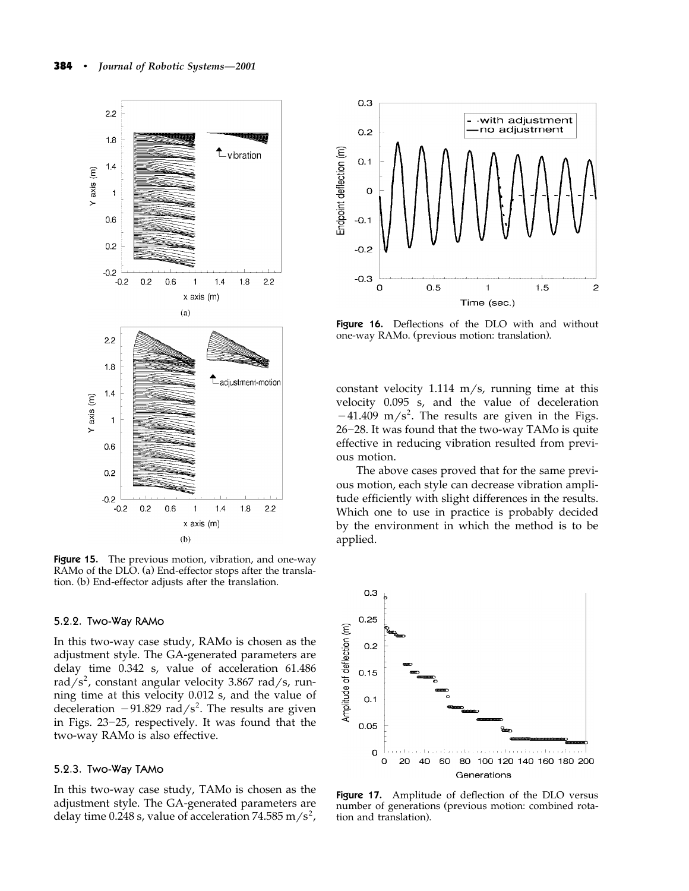Figure 15. The previous motion, vibration, and one-way RAMo of the DLO. (a) End-effector stops after the translation. (b) End-effector adjusts after the translation.

### 5.2.2. Two-Way RAMo

In this two-way case study, RAMo is chosen as the adjustment style. The GA-generated parameters are delay time 0.342 s, value of acceleration 61.486 rad/s$^2$, constant angular velocity 3.867 rad/s, running time at this velocity 0.012 s, and the value of deceleration $-91.829$ rad/s$^2$. The results are given in Figs. 23–25, respectively. It was found that the two-way RAMo is also effective.

### 5.2.3. Two-Way TAMo

In this two-way case study, TAMo is chosen as the adjustment style. The GA-generated parameters are delay time 0.248 s, value of acceleration 74.585 m/s$^2$, constant velocity 1.114 m/s, running time at this velocity 0.095 s, and the value of deceleration $-41.409$ m/s$^2$. The results are given in the Figs. 26–28. It was found that the two-way TAMo is quite effective in reducing vibration resulted from previous motion.

The above cases proved that for the same previous motion, each style can decrease vibration amplitude efficiently with slight differences in the results. Which one to use in practice is probably decided by the environment in which the method is to be applied.

Figure 16. Deflections of the DLO with and without one-way RAMo. (previous motion: translation).

Figure 17. Amplitude of deflection of the DLO versus number of generations (previous motion: combined rotation and translation).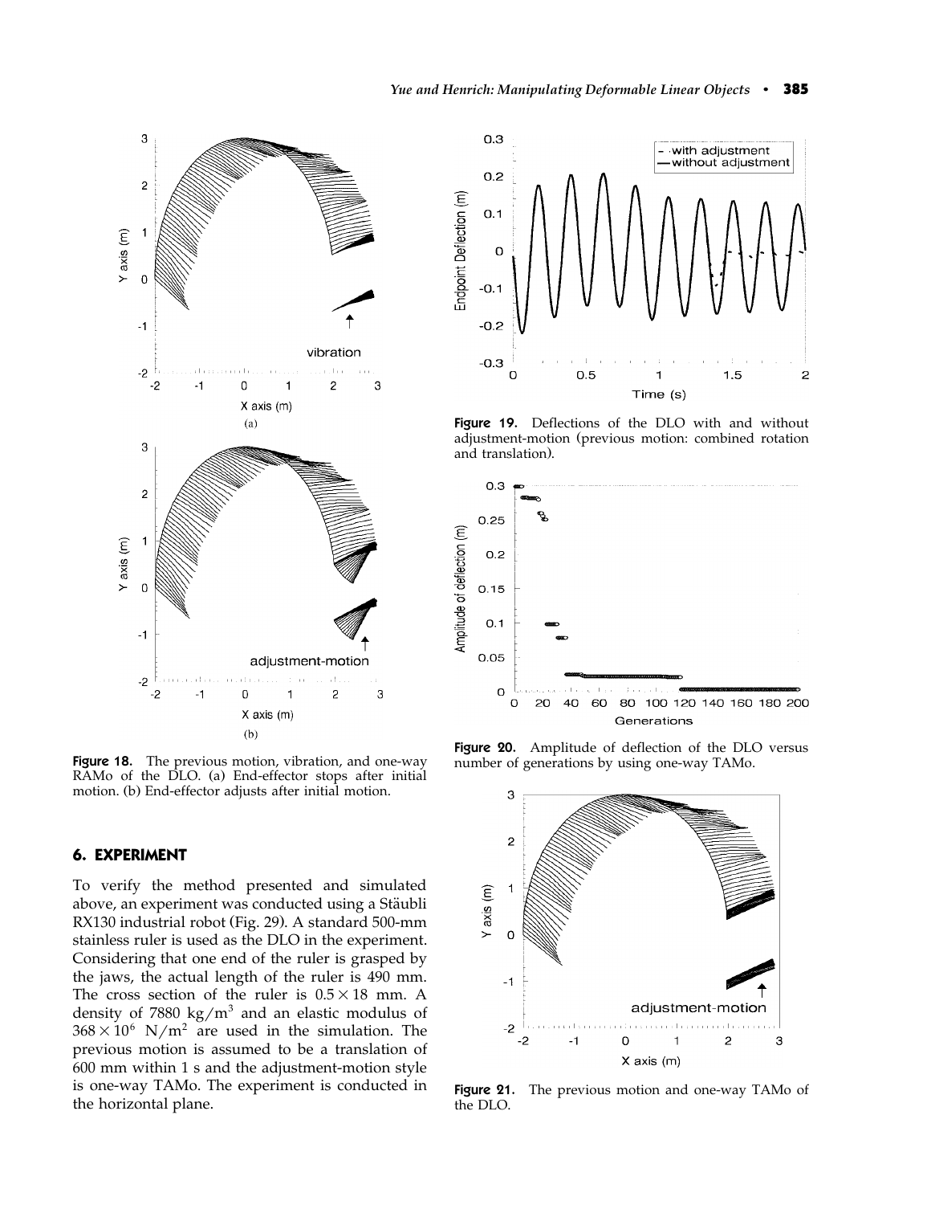Figure 18. The previous motion, vibration, and one-way RAMo of the DLO. (a) End-effector stops after initial motion. (b) End-effector adjusts after initial motion.

Figure 19. Deflections of the DLO with and without adjustment-motion (previous motion: combined rotation and translation).

Figure 20. Amplitude of deflection of the DLO versus number of generations by using one-way TAMo.

Figure 21. The previous motion and one-way TAMo of the DLO.

## 6. EXPERIMENT

To verify the method presented and simulated above, an experiment was conducted using a Stäubli RX130 industrial robot (Fig. 29). A standard 500-mm stainless ruler is used as the DLO in the experiment. Considering that one end of the ruler is grasped by the jaws, the actual length of the ruler is 490 mm. The cross section of the ruler is $0.5 \times 18$ mm. A density of 7880 kg/m$^3$ and an elastic modulus of $368 \times 10^6$ N/m$^2$ are used in the simulation. The previous motion is assumed to be a translation of 600 mm within 1 s and the adjustment-motion style is one-way TAMo. The experiment is conducted in the horizontal plane.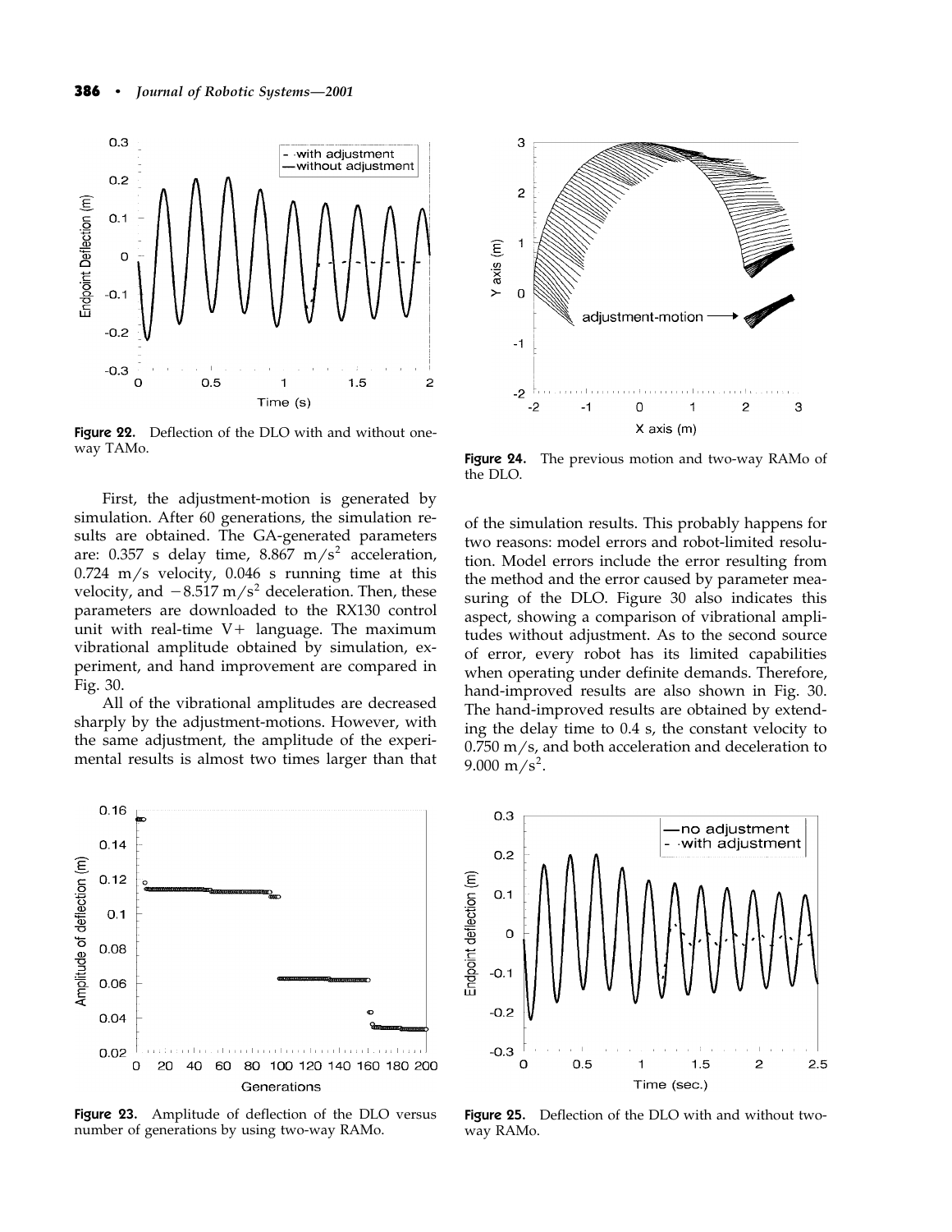Figure 22. Deflection of the DLO with and without one-way TAMo.

Figure 24. The previous motion and two-way RAMo of the DLO.

First, the adjustment-motion is generated by simulation. After 60 generations, the simulation results are obtained. The GA-generated parameters are: 0.357 s delay time, 8.867 $m/s^2$ acceleration, 0.724 m/s velocity, 0.046 s running time at this velocity, and $-8.517\ m/s^2$ deceleration. Then, these parameters are downloaded to the RX130 control unit with real-time V+ language. The maximum vibrational amplitude obtained by simulation, experiment, and hand improvement are compared in Fig. 30.

All of the vibrational amplitudes are decreased sharply by the adjustment-motions. However, with the same adjustment, the amplitude of the experimental results is almost two times larger than that of the simulation results. This probably happens for two reasons: model errors and robot-limited resolution. Model errors include the error resulting from the method and the error caused by parameter measuring of the DLO. Figure 30 also indicates this aspect, showing a comparison of vibrational amplitudes without adjustment. As to the second source of error, every robot has its limited capabilities when operating under definite demands. Therefore, hand-improved results are also shown in Fig. 30. The hand-improved results are obtained by extending the delay time to 0.4 s, the constant velocity to 0.750 m/s, and both acceleration and deceleration to 9.000 $m/s^2$.

Figure 23. Amplitude of deflection of the DLO versus number of generations by using two-way RAMo.

Figure 25. Deflection of the DLO with and without two-way RAMo.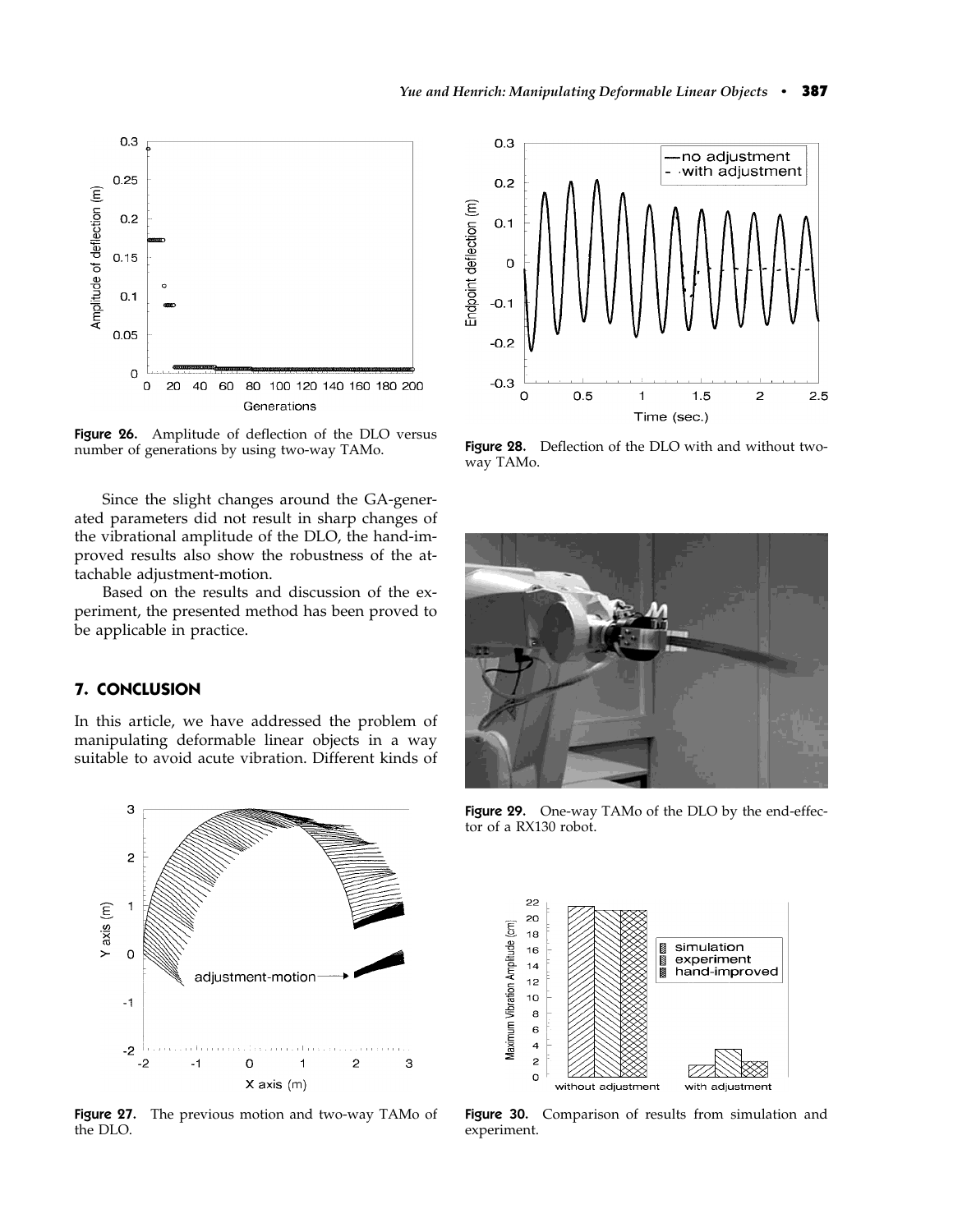Figure 26. Amplitude of deflection of the DLO versus number of generations by using two-way TAMo.

Since the slight changes around the GA-generated parameters did not result in sharp changes of the vibrational amplitude of the DLO, the hand-improved results also show the robustness of the attachable adjustment-motion.

Based on the results and discussion of the experiment, the presented method has been proved to be applicable in practice.

## 7. CONCLUSION

In this article, we have addressed the problem of manipulating deformable linear objects in a way suitable to avoid acute vibration. Different kinds of

Figure 27. The previous motion and two-way TAMo of the DLO.

Figure 28. Deflection of the DLO with and without two-way TAMo.

Figure 29. One-way TAMo of the DLO by the end-effector of a RX130 robot.

Figure 30. Comparison of results from simulation and experiment.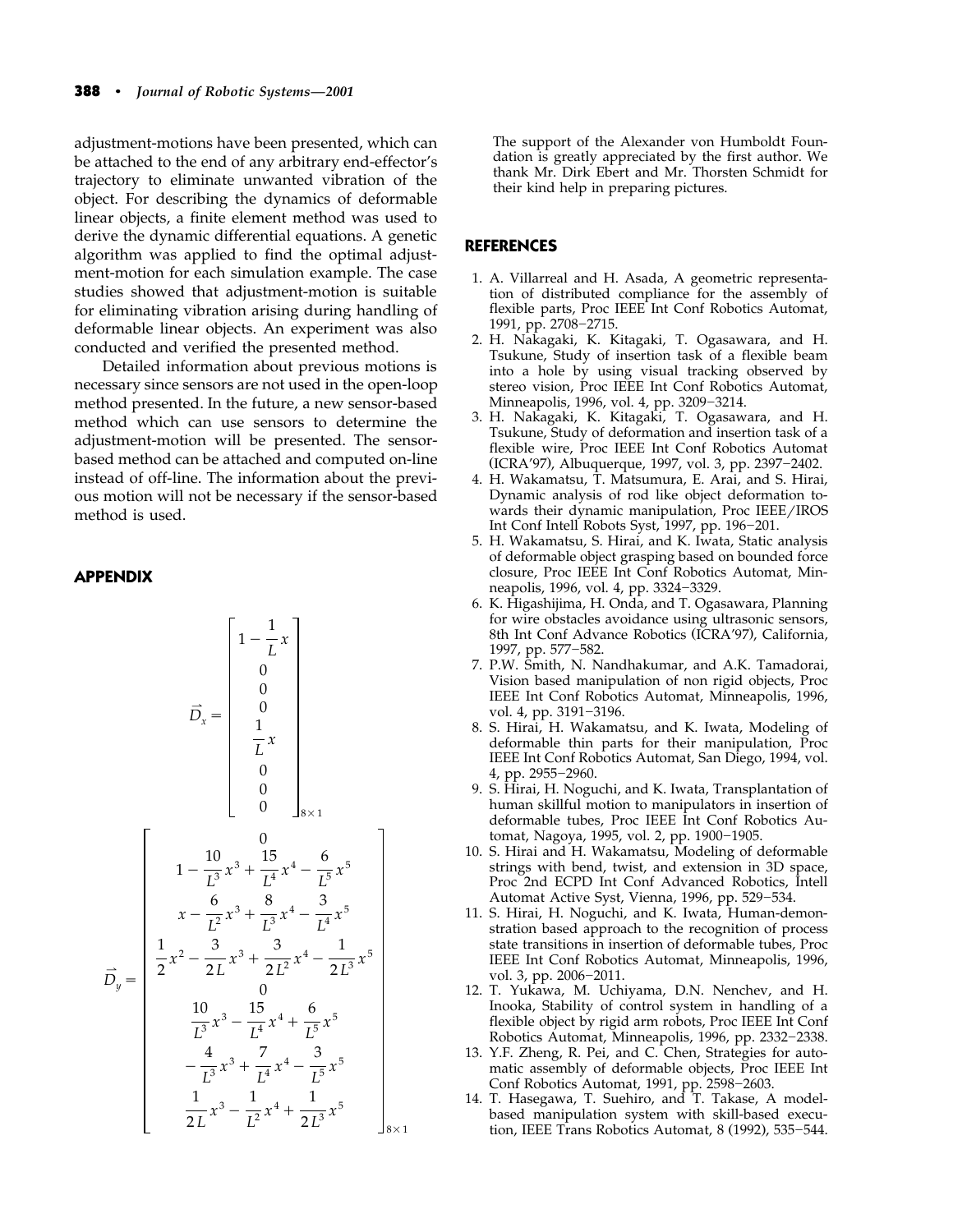adjustment-motions have been presented, which can be attached to the end of any arbitrary end-effector's trajectory to eliminate unwanted vibration of the object. For describing the dynamics of deformable linear objects, a finite element method was used to derive the dynamic differential equations. A genetic algorithm was applied to find the optimal adjustment-motion for each simulation example. The case studies showed that adjustment-motion is suitable for eliminating vibration arising during handling of deformable linear objects. An experiment was also conducted and verified the presented method.

Detailed information about previous motions is necessary since sensors are not used in the open-loop method presented. In the future, a new sensor-based method which can use sensors to determine the adjustment-motion will be presented. The sensor-based method can be attached and computed on-line instead of off-line. The information about the previous motion will not be necessary if the sensor-based method is used.

## APPENDIX

$$
\vec{D}_x = \begin{bmatrix} 1 - \dfrac{1}{L}x \\ 0 \\ 0 \\ 0 \\ \dfrac{1}{L}x \\ 0 \\ 0 \\ 0 \end{bmatrix}_{8\times 1}
$$

$$
\vec{D}_y = \begin{bmatrix} 0 \\ 1 - \dfrac{10}{L^3}x^3 + \dfrac{15}{L^4}x^4 - \dfrac{6}{L^5}x^5 \\ x - \dfrac{6}{L^2}x^3 + \dfrac{8}{L^3}x^4 - \dfrac{3}{L^4}x^5 \\ \dfrac{1}{2}x^2 - \dfrac{3}{2L}x^3 + \dfrac{3}{2L^2}x^4 - \dfrac{1}{2L^3}x^5 \\ 0 \\ \dfrac{10}{L^3}x^3 - \dfrac{15}{L^4}x^4 + \dfrac{6}{L^5}x^5 \\ -\dfrac{4}{L^3}x^3 + \dfrac{7}{L^4}x^4 - \dfrac{3}{L^5}x^5 \\ \dfrac{1}{2L}x^3 - \dfrac{1}{L^2}x^4 + \dfrac{1}{2L^3}x^5 \end{bmatrix}_{8\times 1}
$$

The support of the Alexander von Humboldt Foundation is greatly appreciated by the first author. We thank Mr. Dirk Ebert and Mr. Thorsten Schmidt for their kind help in preparing pictures.

## REFERENCES

1. A. Villarreal and H. Asada, A geometric representation of distributed compliance for the assembly of flexible parts, Proc IEEE Int Conf Robotics Automat, 1991, pp. 2708–2715.
2. H. Nakagaki, K. Kitagaki, T. Ogasawara, and H. Tsukune, Study of insertion task of a flexible beam into a hole by using visual tracking observed by stereo vision, Proc IEEE Int Conf Robotics Automat, Minneapolis, 1996, vol. 4, pp. 3209–3214.
3. H. Nakagaki, K. Kitagaki, T. Ogasawara, and H. Tsukune, Study of deformation and insertion task of a flexible wire, Proc IEEE Int Conf Robotics Automat (ICRA'97), Albuquerque, 1997, vol. 3, pp. 2397–2402.
4. H. Wakamatsu, T. Matsumura, E. Arai, and S. Hirai, Dynamic analysis of rod like object deformation towards their dynamic manipulation, Proc IEEE/IROS Int Conf Intell Robots Syst, 1997, pp. 196–201.
5. H. Wakamatsu, S. Hirai, and K. Iwata, Static analysis of deformable object grasping based on bounded force closure, Proc IEEE Int Conf Robotics Automat, Minneapolis, 1996, vol. 4, pp. 3324–3329.
6. K. Higashijima, H. Onda, and T. Ogasawara, Planning for wire obstacles avoidance using ultrasonic sensors, 8th Int Conf Advance Robotics (ICRA'97), California, 1997, pp. 577–582.
7. P.W. Smith, N. Nandhakumar, and A.K. Tamadorai, Vision based manipulation of non rigid objects, Proc IEEE Int Conf Robotics Automat, Minneapolis, 1996, vol. 4, pp. 3191–3196.
8. S. Hirai, H. Wakamatsu, and K. Iwata, Modeling of deformable thin parts for their manipulation, Proc IEEE Int Conf Robotics Automat, San Diego, 1994, vol. 4, pp. 2955–2960.
9. S. Hirai, H. Noguchi, and K. Iwata, Transplantation of human skillful motion to manipulators in insertion of deformable tubes, Proc IEEE Int Conf Robotics Automat, Nagoya, 1995, vol. 2, pp. 1900–1905.
10. S. Hirai and H. Wakamatsu, Modeling of deformable strings with bend, twist, and extension in 3D space, Proc 2nd ECPD Int Conf Advanced Robotics, Intell Automat Active Syst, Vienna, 1996, pp. 529–534.
11. S. Hirai, H. Noguchi, and K. Iwata, Human-demonstration based approach to the recognition of process state transitions in insertion of deformable tubes, Proc IEEE Int Conf Robotics Automat, Minneapolis, 1996, vol. 3, pp. 2006–2011.
12. T. Yukawa, M. Uchiyama, D.N. Nenchev, and H. Inooka, Stability of control system in handling of a flexible object by rigid arm robots, Proc IEEE Int Conf Robotics Automat, Minneapolis, 1996, pp. 2332–2338.
13. Y.F. Zheng, R. Pei, and C. Chen, Strategies for automatic assembly of deformable objects, Proc IEEE Int Conf Robotics Automat, 1991, pp. 2598–2603.
14. T. Hasegawa, T. Suehiro, and T. Takase, A model-based manipulation system with skill-based execution, IEEE Trans Robotics Automat, 8 (1992), 535–544.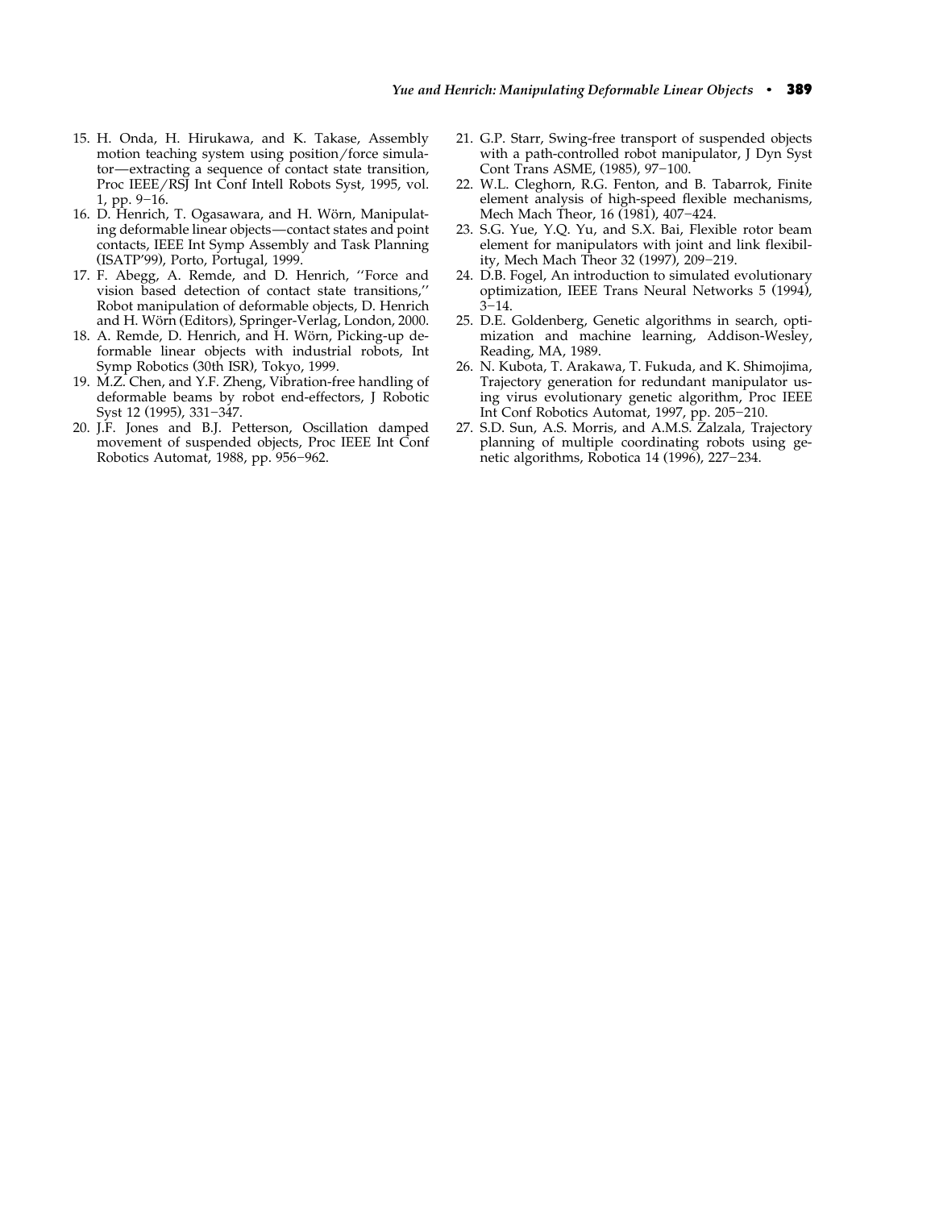15. H. Onda, H. Hirukawa, and K. Takase, Assembly motion teaching system using position/force simulator—extracting a sequence of contact state transition, Proc IEEE/RSJ Int Conf Intell Robots Syst, 1995, vol. 1, pp. 9–16.
16. D. Henrich, T. Ogasawara, and H. Wörn, Manipulating deformable linear objects—contact states and point contacts, IEEE Int Symp Assembly and Task Planning (ISATP'99), Porto, Portugal, 1999.
17. F. Abegg, A. Remde, and D. Henrich, "Force and vision based detection of contact state transitions," Robot manipulation of deformable objects, D. Henrich and H. Wörn (Editors), Springer-Verlag, London, 2000.
18. A. Remde, D. Henrich, and H. Wörn, Picking-up deformable linear objects with industrial robots, Int Symp Robotics (30th ISR), Tokyo, 1999.
19. M.Z. Chen, and Y.F. Zheng, Vibration-free handling of deformable beams by robot end-effectors, J Robotic Syst 12 (1995), 331–347.
20. J.F. Jones and B.J. Petterson, Oscillation damped movement of suspended objects, Proc IEEE Int Conf Robotics Automat, 1988, pp. 956–962.
21. G.P. Starr, Swing-free transport of suspended objects with a path-controlled robot manipulator, J Dyn Syst Cont Trans ASME, (1985), 97–100.
22. W.L. Cleghorn, R.G. Fenton, and B. Tabarrok, Finite element analysis of high-speed flexible mechanisms, Mech Mach Theor, 16 (1981), 407–424.
23. S.G. Yue, Y.Q. Yu, and S.X. Bai, Flexible rotor beam element for manipulators with joint and link flexibility, Mech Mach Theor 32 (1997), 209–219.
24. D.B. Fogel, An introduction to simulated evolutionary optimization, IEEE Trans Neural Networks 5 (1994), 3–14.
25. D.E. Goldenberg, Genetic algorithms in search, optimization and machine learning, Addison-Wesley, Reading, MA, 1989.
26. N. Kubota, T. Arakawa, T. Fukuda, and K. Shimojima, Trajectory generation for redundant manipulator using virus evolutionary genetic algorithm, Proc IEEE Int Conf Robotics Automat, 1997, pp. 205–210.
27. S.D. Sun, A.S. Morris, and A.M.S. Zalzala, Trajectory planning of multiple coordinating robots using genetic algorithms, Robotica 14 (1996), 227–234.